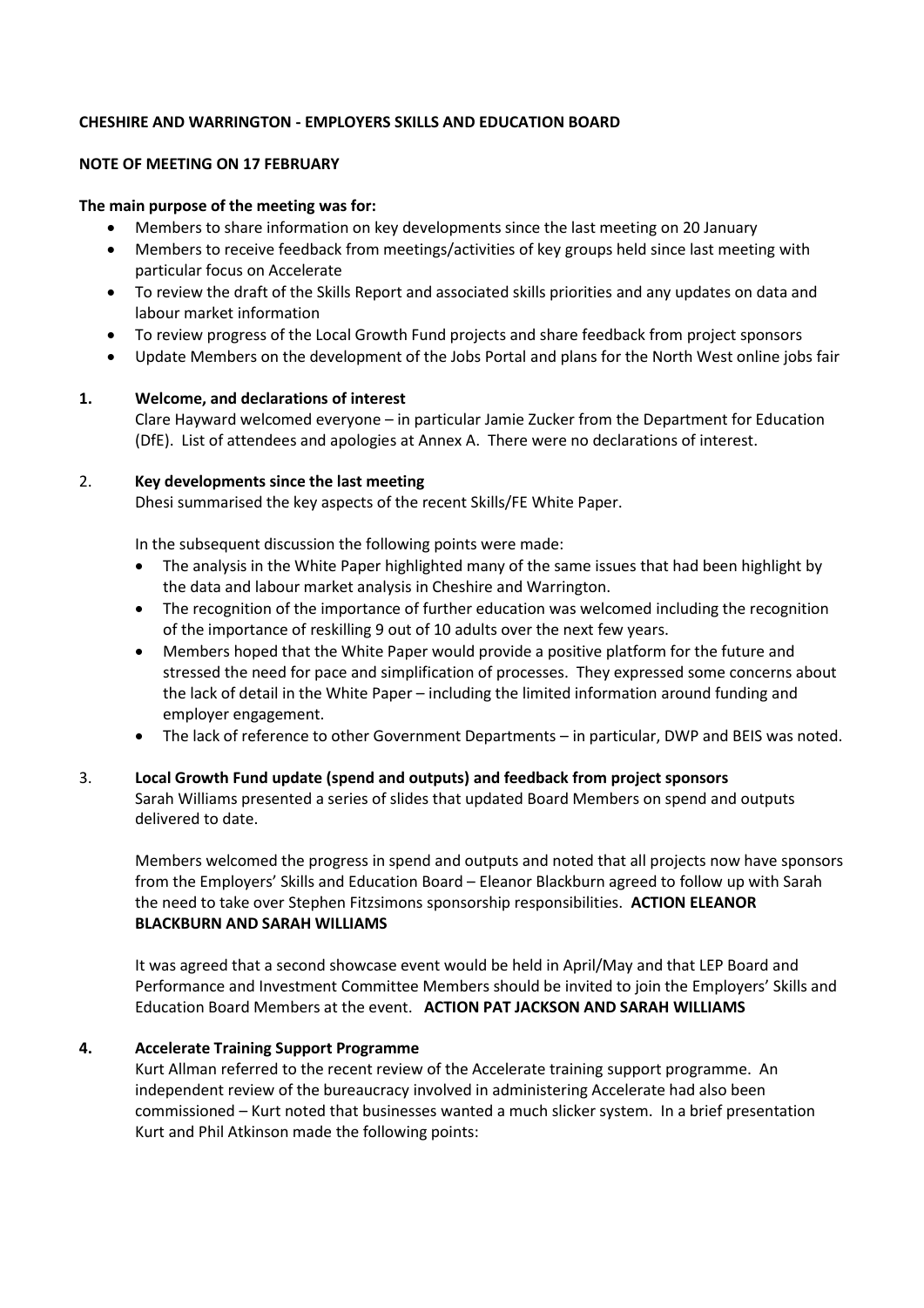**CHESHIRE AND WARRINGTON - EMPLOYERS SKILLS AND EDUCATION BOARD**

**NOTE OF MEETING ON 17 FEBRUARY**

**The main purpose of the meeting was for:**

- Members to share information on key developments since the last meeting on 20 January
- Members to receive feedback from meetings/activities of key groups held since last meeting with particular focus on Accelerate
- To review the draft of the Skills Report and associated skills priorities and any updates on data and labour market information
- To review progress of the Local Growth Fund projects and share feedback from project sponsors
- Update Members on the development of the Jobs Portal and plans for the North West online jobs fair

**1. Welcome, and declarations of interest**

Clare Hayward welcomed everyone – in particular Jamie Zucker from the Department for Education (DfE). List of attendees and apologies at Annex A. There were no declarations of interest.

2. **Key developments since the last meeting**

Dhesi summarised the key aspects of the recent Skills/FE White Paper.

In the subsequent discussion the following points were made:

- The analysis in the White Paper highlighted many of the same issues that had been highlight by the data and labour market analysis in Cheshire and Warrington.
- The recognition of the importance of further education was welcomed including the recognition of the importance of reskilling 9 out of 10 adults over the next few years.
- Members hoped that the White Paper would provide a positive platform for the future and stressed the need for pace and simplification of processes. They expressed some concerns about the lack of detail in the White Paper – including the limited information around funding and employer engagement.
- The lack of reference to other Government Departments – in particular, DWP and BEIS was noted.

3. **Local Growth Fund update (spend and outputs) and feedback from project sponsors**

Sarah Williams presented a series of slides that updated Board Members on spend and outputs delivered to date.

Members welcomed the progress in spend and outputs and noted that all projects now have sponsors from the Employers' Skills and Education Board – Eleanor Blackburn agreed to follow up with Sarah the need to take over Stephen Fitzsimons sponsorship responsibilities. **ACTION ELEANOR BLACKBURN AND SARAH WILLIAMS**

It was agreed that a second showcase event would be held in April/May and that LEP Board and Performance and Investment Committee Members should be invited to join the Employers' Skills and Education Board Members at the event. **ACTION PAT JACKSON AND SARAH WILLIAMS**

**4. Accelerate Training Support Programme**

Kurt Allman referred to the recent review of the Accelerate training support programme. An independent review of the bureaucracy involved in administering Accelerate had also been commissioned – Kurt noted that businesses wanted a much slicker system. In a brief presentation Kurt and Phil Atkinson made the following points: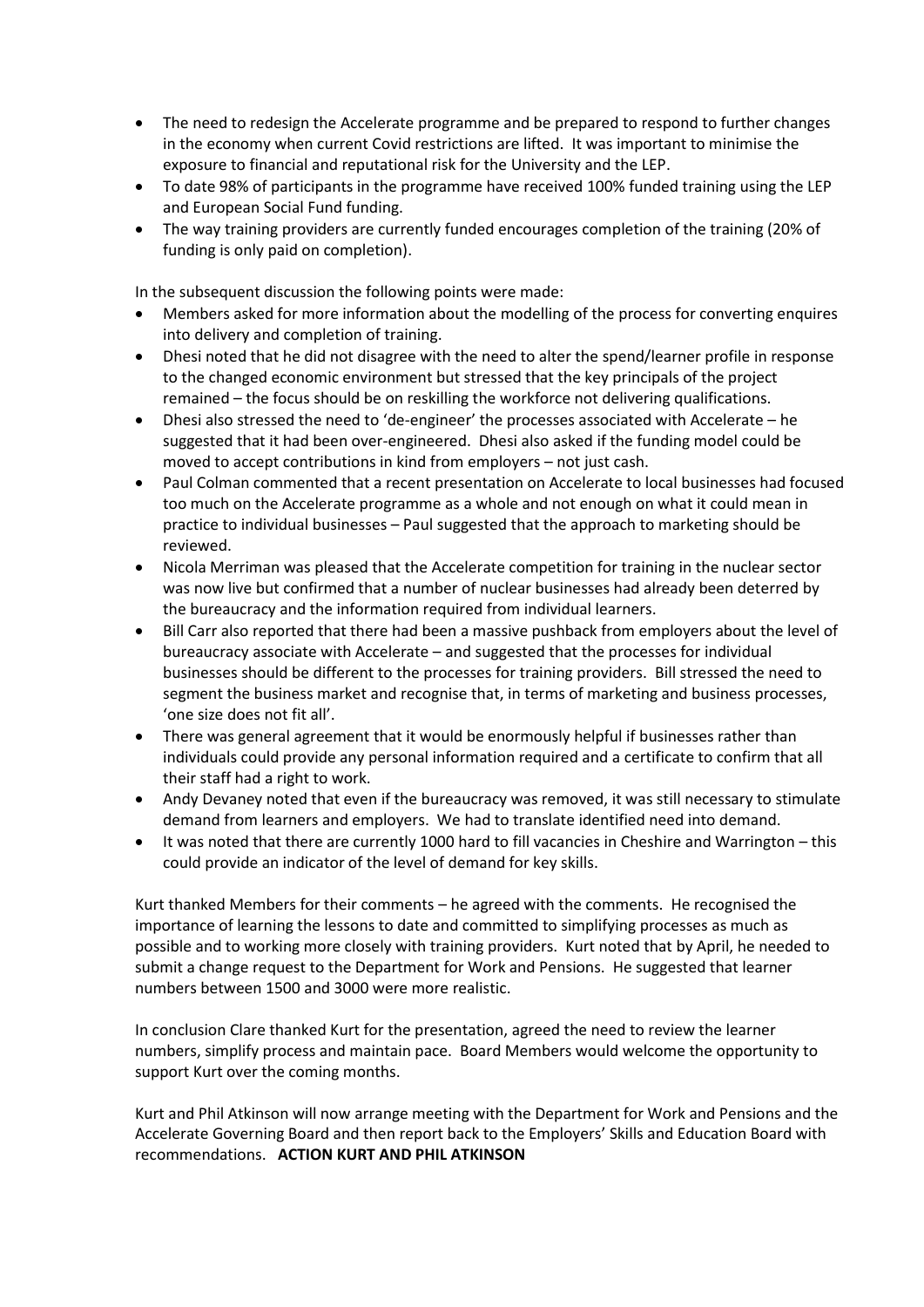- The need to redesign the Accelerate programme and be prepared to respond to further changes in the economy when current Covid restrictions are lifted. It was important to minimise the exposure to financial and reputational risk for the University and the LEP.
- To date 98% of participants in the programme have received 100% funded training using the LEP and European Social Fund funding.
- The way training providers are currently funded encourages completion of the training (20% of funding is only paid on completion).

In the subsequent discussion the following points were made:

- Members asked for more information about the modelling of the process for converting enquires into delivery and completion of training.
- Dhesi noted that he did not disagree with the need to alter the spend/learner profile in response to the changed economic environment but stressed that the key principals of the project remained – the focus should be on reskilling the workforce not delivering qualifications.
- Dhesi also stressed the need to 'de-engineer' the processes associated with Accelerate – he suggested that it had been over-engineered. Dhesi also asked if the funding model could be moved to accept contributions in kind from employers – not just cash.
- Paul Colman commented that a recent presentation on Accelerate to local businesses had focused too much on the Accelerate programme as a whole and not enough on what it could mean in practice to individual businesses – Paul suggested that the approach to marketing should be reviewed.
- Nicola Merriman was pleased that the Accelerate competition for training in the nuclear sector was now live but confirmed that a number of nuclear businesses had already been deterred by the bureaucracy and the information required from individual learners.
- Bill Carr also reported that there had been a massive pushback from employers about the level of bureaucracy associate with Accelerate – and suggested that the processes for individual businesses should be different to the processes for training providers. Bill stressed the need to segment the business market and recognise that, in terms of marketing and business processes, 'one size does not fit all'.
- There was general agreement that it would be enormously helpful if businesses rather than individuals could provide any personal information required and a certificate to confirm that all their staff had a right to work.
- Andy Devaney noted that even if the bureaucracy was removed, it was still necessary to stimulate demand from learners and employers. We had to translate identified need into demand.
- It was noted that there are currently 1000 hard to fill vacancies in Cheshire and Warrington – this could provide an indicator of the level of demand for key skills.

Kurt thanked Members for their comments – he agreed with the comments. He recognised the importance of learning the lessons to date and committed to simplifying processes as much as possible and to working more closely with training providers. Kurt noted that by April, he needed to submit a change request to the Department for Work and Pensions. He suggested that learner numbers between 1500 and 3000 were more realistic.

In conclusion Clare thanked Kurt for the presentation, agreed the need to review the learner numbers, simplify process and maintain pace. Board Members would welcome the opportunity to support Kurt over the coming months.

Kurt and Phil Atkinson will now arrange meeting with the Department for Work and Pensions and the Accelerate Governing Board and then report back to the Employers' Skills and Education Board with recommendations. **ACTION KURT AND PHIL ATKINSON**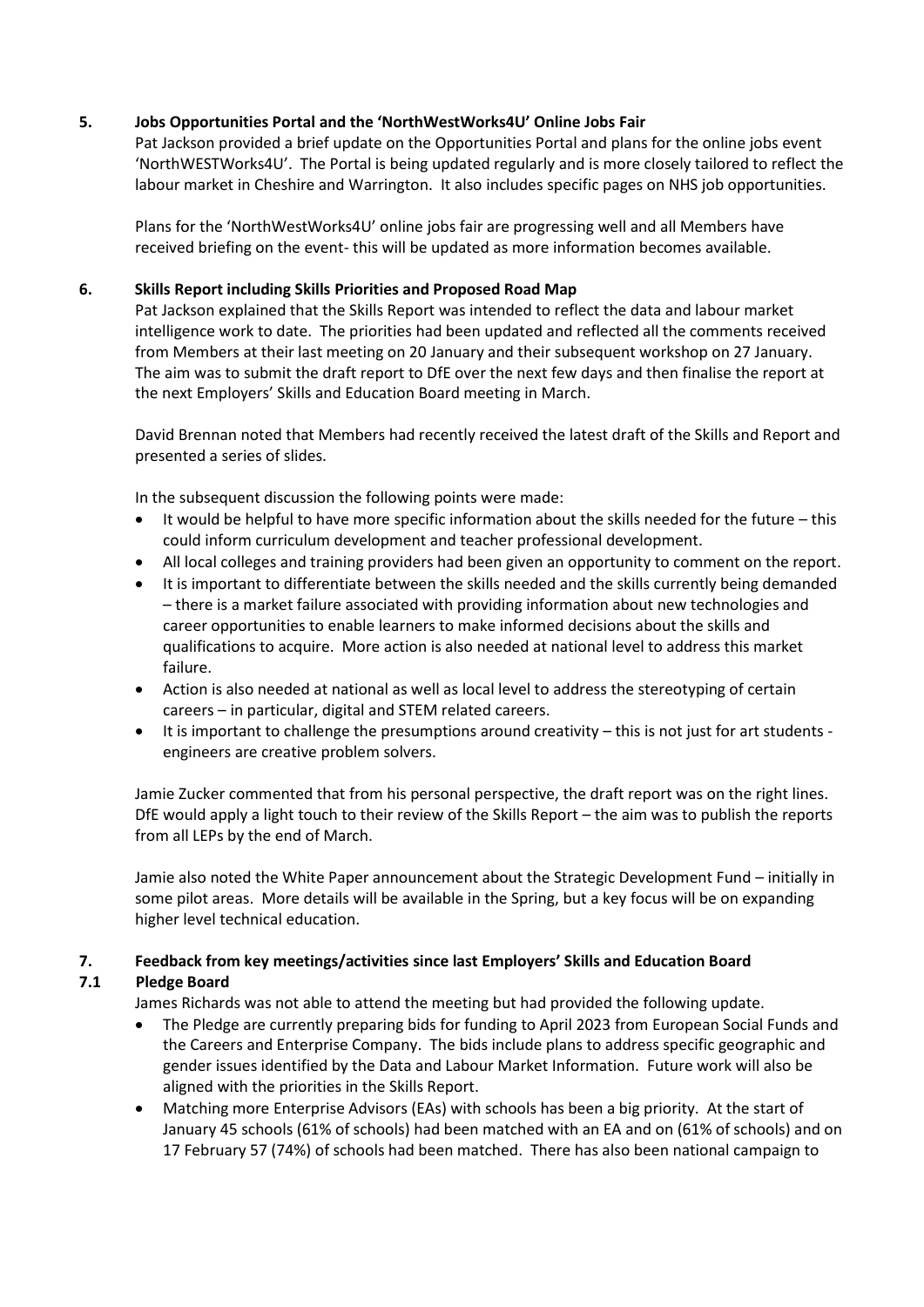## 5. Jobs Opportunities Portal and the 'NorthWestWorks4U' Online Jobs Fair

Pat Jackson provided a brief update on the Opportunities Portal and plans for the online jobs event 'NorthWESTWorks4U'. The Portal is being updated regularly and is more closely tailored to reflect the labour market in Cheshire and Warrington. It also includes specific pages on NHS job opportunities.

Plans for the 'NorthWestWorks4U' online jobs fair are progressing well and all Members have received briefing on the event- this will be updated as more information becomes available.

## 6. Skills Report including Skills Priorities and Proposed Road Map

Pat Jackson explained that the Skills Report was intended to reflect the data and labour market intelligence work to date. The priorities had been updated and reflected all the comments received from Members at their last meeting on 20 January and their subsequent workshop on 27 January. The aim was to submit the draft report to DfE over the next few days and then finalise the report at the next Employers' Skills and Education Board meeting in March.

David Brennan noted that Members had recently received the latest draft of the Skills and Report and presented a series of slides.

In the subsequent discussion the following points were made:

- It would be helpful to have more specific information about the skills needed for the future – this could inform curriculum development and teacher professional development.
- All local colleges and training providers had been given an opportunity to comment on the report.
- It is important to differentiate between the skills needed and the skills currently being demanded – there is a market failure associated with providing information about new technologies and career opportunities to enable learners to make informed decisions about the skills and qualifications to acquire. More action is also needed at national level to address this market failure.
- Action is also needed at national as well as local level to address the stereotyping of certain careers – in particular, digital and STEM related careers.
- It is important to challenge the presumptions around creativity – this is not just for art students - engineers are creative problem solvers.

Jamie Zucker commented that from his personal perspective, the draft report was on the right lines. DfE would apply a light touch to their review of the Skills Report – the aim was to publish the reports from all LEPs by the end of March.

Jamie also noted the White Paper announcement about the Strategic Development Fund – initially in some pilot areas. More details will be available in the Spring, but a key focus will be on expanding higher level technical education.

## 7. Feedback from key meetings/activities since last Employers' Skills and Education Board

### 7.1 Pledge Board

James Richards was not able to attend the meeting but had provided the following update.

- The Pledge are currently preparing bids for funding to April 2023 from European Social Funds and the Careers and Enterprise Company. The bids include plans to address specific geographic and gender issues identified by the Data and Labour Market Information. Future work will also be aligned with the priorities in the Skills Report.
- Matching more Enterprise Advisors (EAs) with schools has been a big priority. At the start of January 45 schools (61% of schools) had been matched with an EA and on (61% of schools) and on 17 February 57 (74%) of schools had been matched. There has also been national campaign to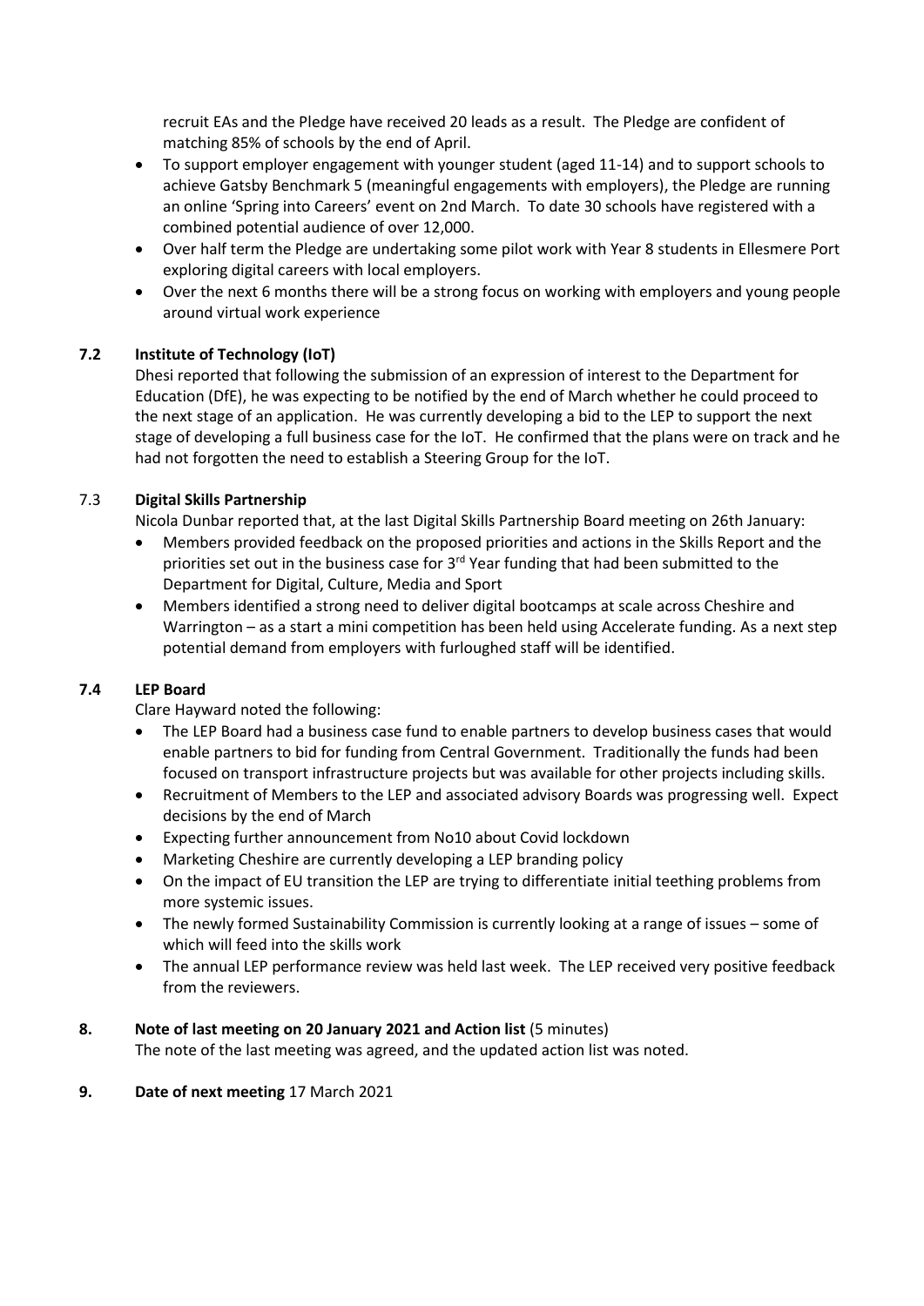recruit EAs and the Pledge have received 20 leads as a result. The Pledge are confident of matching 85% of schools by the end of April.

- To support employer engagement with younger student (aged 11-14) and to support schools to achieve Gatsby Benchmark 5 (meaningful engagements with employers), the Pledge are running an online 'Spring into Careers' event on 2nd March. To date 30 schools have registered with a combined potential audience of over 12,000.
- Over half term the Pledge are undertaking some pilot work with Year 8 students in Ellesmere Port exploring digital careers with local employers.
- Over the next 6 months there will be a strong focus on working with employers and young people around virtual work experience

**7.2 Institute of Technology (IoT)**

Dhesi reported that following the submission of an expression of interest to the Department for Education (DfE), he was expecting to be notified by the end of March whether he could proceed to the next stage of an application. He was currently developing a bid to the LEP to support the next stage of developing a full business case for the IoT. He confirmed that the plans were on track and he had not forgotten the need to establish a Steering Group for the IoT.

7.3 **Digital Skills Partnership**

Nicola Dunbar reported that, at the last Digital Skills Partnership Board meeting on 26th January:

- Members provided feedback on the proposed priorities and actions in the Skills Report and the priorities set out in the business case for 3rd Year funding that had been submitted to the Department for Digital, Culture, Media and Sport
- Members identified a strong need to deliver digital bootcamps at scale across Cheshire and Warrington – as a start a mini competition has been held using Accelerate funding. As a next step potential demand from employers with furloughed staff will be identified.

**7.4 LEP Board**

Clare Hayward noted the following:

- The LEP Board had a business case fund to enable partners to develop business cases that would enable partners to bid for funding from Central Government. Traditionally the funds had been focused on transport infrastructure projects but was available for other projects including skills.
- Recruitment of Members to the LEP and associated advisory Boards was progressing well. Expect decisions by the end of March
- Expecting further announcement from No10 about Covid lockdown
- Marketing Cheshire are currently developing a LEP branding policy
- On the impact of EU transition the LEP are trying to differentiate initial teething problems from more systemic issues.
- The newly formed Sustainability Commission is currently looking at a range of issues – some of which will feed into the skills work
- The annual LEP performance review was held last week. The LEP received very positive feedback from the reviewers.

**8. Note of last meeting on 20 January 2021 and Action list** (5 minutes)

The note of the last meeting was agreed, and the updated action list was noted.

**9. Date of next meeting** 17 March 2021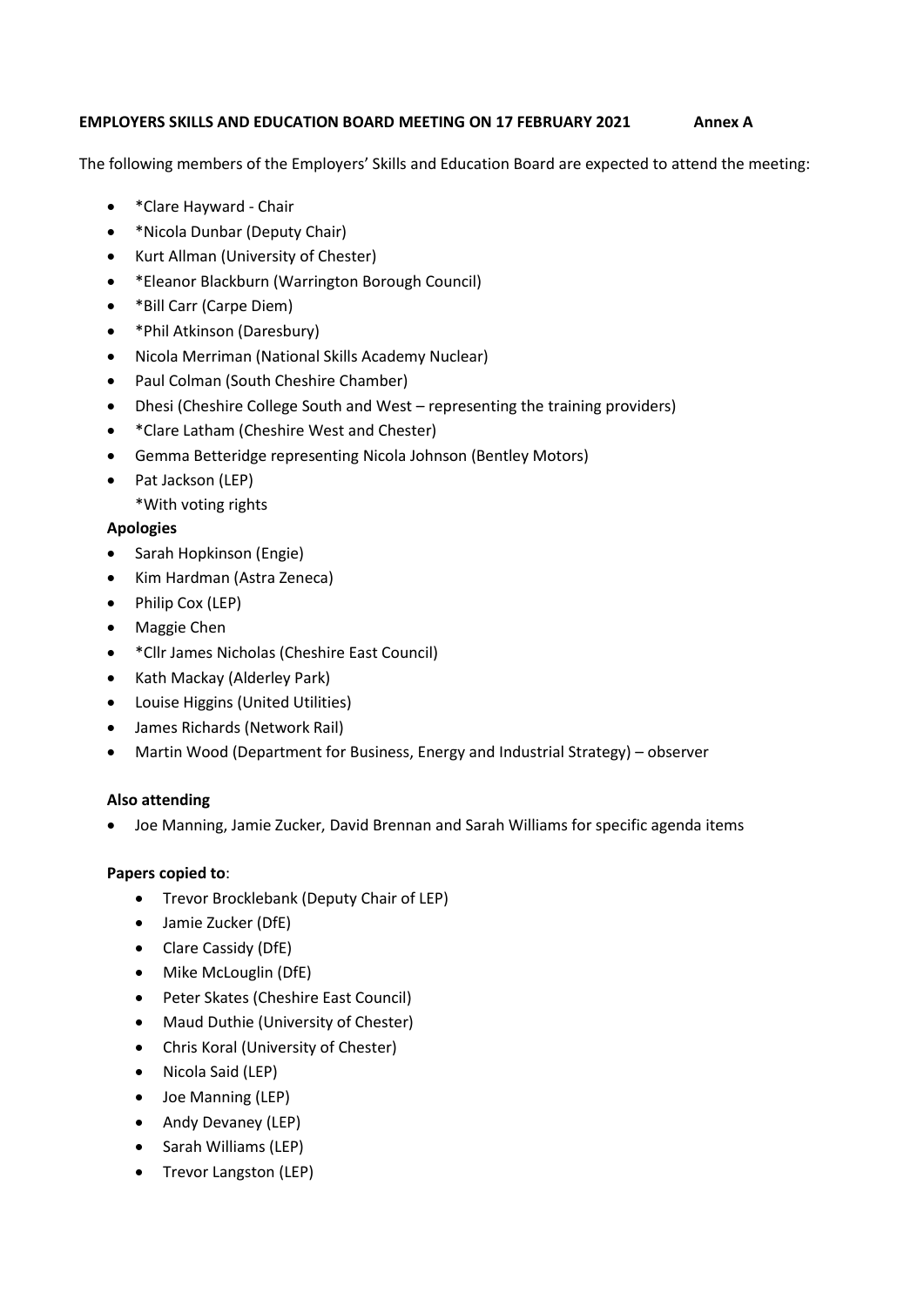**EMPLOYERS SKILLS AND EDUCATION BOARD MEETING ON 17 FEBRUARY 2021 Annex A**

The following members of the Employers' Skills and Education Board are expected to attend the meeting:

- *Clare Hayward - Chair
- *Nicola Dunbar (Deputy Chair)
- Kurt Allman (University of Chester)
- *Eleanor Blackburn (Warrington Borough Council)
- *Bill Carr (Carpe Diem)
- *Phil Atkinson (Daresbury)
- Nicola Merriman (National Skills Academy Nuclear)
- Paul Colman (South Cheshire Chamber)
- Dhesi (Cheshire College South and West – representing the training providers)
- *Clare Latham (Cheshire West and Chester)
- Gemma Betteridge representing Nicola Johnson (Bentley Motors)
- Pat Jackson (LEP)

*With voting rights

**Apologies**

- Sarah Hopkinson (Engie)
- Kim Hardman (Astra Zeneca)
- Philip Cox (LEP)
- Maggie Chen
- *Cllr James Nicholas (Cheshire East Council)
- Kath Mackay (Alderley Park)
- Louise Higgins (United Utilities)
- James Richards (Network Rail)
- Martin Wood (Department for Business, Energy and Industrial Strategy) – observer

**Also attending**

- Joe Manning, Jamie Zucker, David Brennan and Sarah Williams for specific agenda items

**Papers copied to**:

- Trevor Brocklebank (Deputy Chair of LEP)
- Jamie Zucker (DfE)
- Clare Cassidy (DfE)
- Mike McLouglin (DfE)
- Peter Skates (Cheshire East Council)
- Maud Duthie (University of Chester)
- Chris Koral (University of Chester)
- Nicola Said (LEP)
- Joe Manning (LEP)
- Andy Devaney (LEP)
- Sarah Williams (LEP)
- Trevor Langston (LEP)